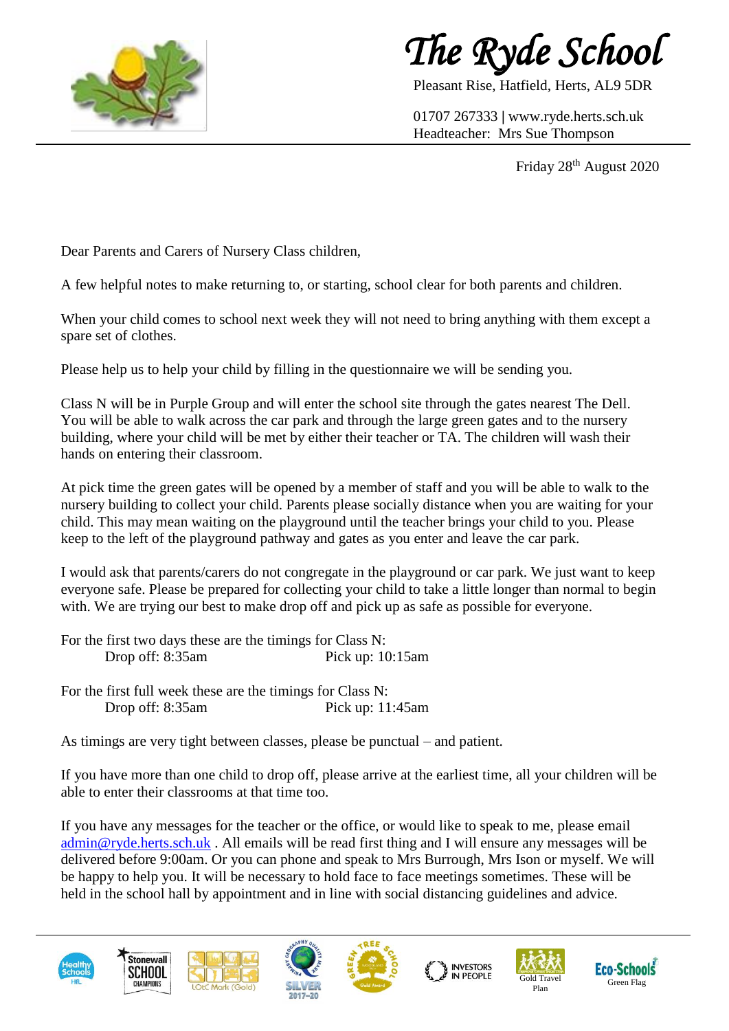# The Ryde School

Pleasant Rise, Hatfield, Herts, AL9 5DR

01707 267333 | www.ryde.herts.sch.uk
Headteacher: Mrs Sue Thompson

Friday 28th August 2020

Dear Parents and Carers of Nursery Class children,

A few helpful notes to make returning to, or starting, school clear for both parents and children.

When your child comes to school next week they will not need to bring anything with them except a spare set of clothes.

Please help us to help your child by filling in the questionnaire we will be sending you.

Class N will be in Purple Group and will enter the school site through the gates nearest The Dell. You will be able to walk across the car park and through the large green gates and to the nursery building, where your child will be met by either their teacher or TA. The children will wash their hands on entering their classroom.

At pick time the green gates will be opened by a member of staff and you will be able to walk to the nursery building to collect your child. Parents please socially distance when you are waiting for your child. This may mean waiting on the playground until the teacher brings your child to you. Please keep to the left of the playground pathway and gates as you enter and leave the car park.

I would ask that parents/carers do not congregate in the playground or car park. We just want to keep everyone safe. Please be prepared for collecting your child to take a little longer than normal to begin with. We are trying our best to make drop off and pick up as safe as possible for everyone.

For the first two days these are the timings for Class N:
Drop off: 8:35am Pick up: 10:15am

For the first full week these are the timings for Class N:
Drop off: 8:35am Pick up: 11:45am

As timings are very tight between classes, please be punctual – and patient.

If you have more than one child to drop off, please arrive at the earliest time, all your children will be able to enter their classrooms at that time too.

If you have any messages for the teacher or the office, or would like to speak to me, please email admin@ryde.herts.sch.uk . All emails will be read first thing and I will ensure any messages will be delivered before 9:00am. Or you can phone and speak to Mrs Burrough, Mrs Ison or myself. We will be happy to help you. It will be necessary to hold face to face meetings sometimes. These will be held in the school hall by appointment and in line with social distancing guidelines and advice.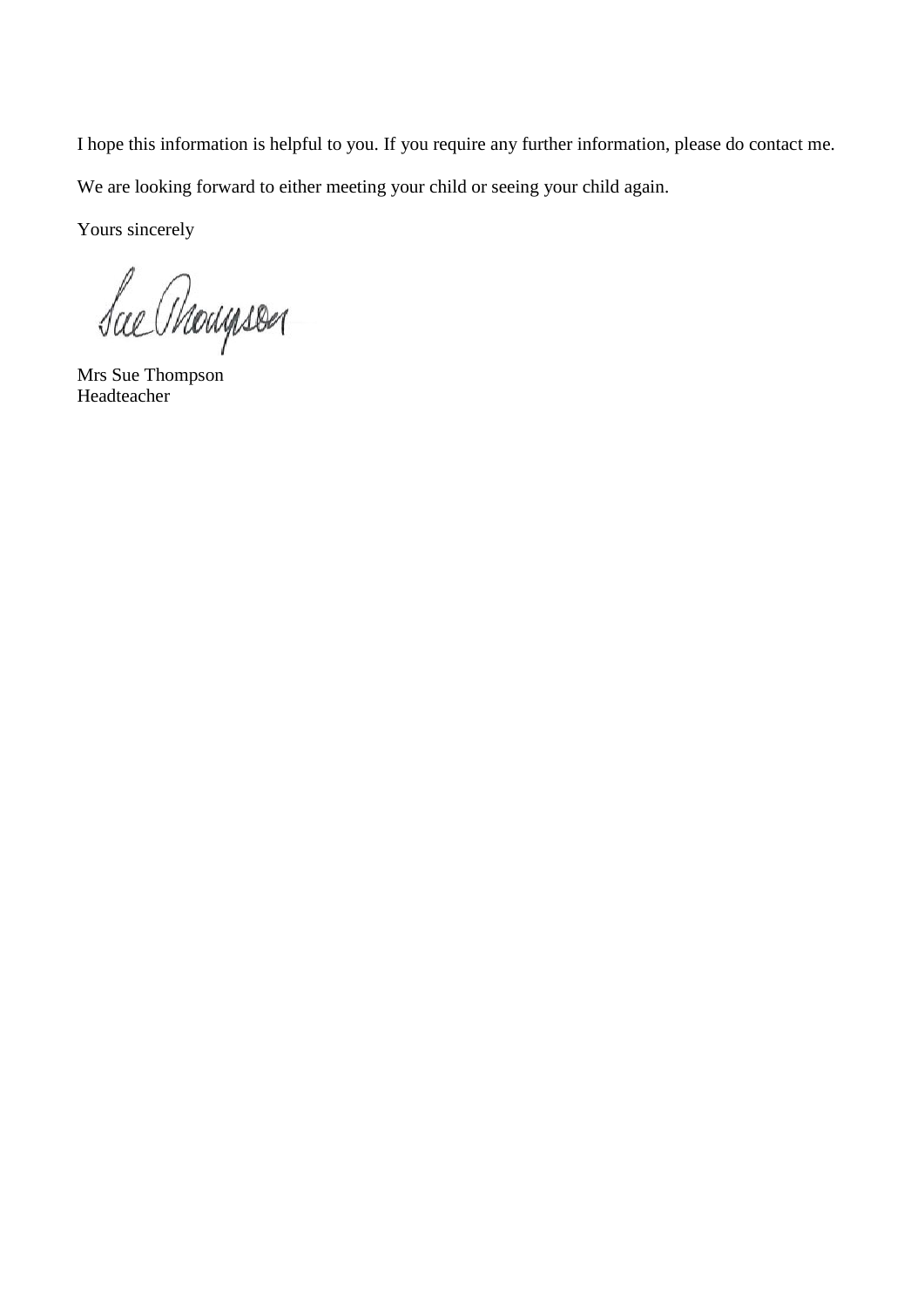I hope this information is helpful to you. If you require any further information, please do contact me.

We are looking forward to either meeting your child or seeing your child again.

Yours sincerely

Mrs Sue Thompson  
Headteacher